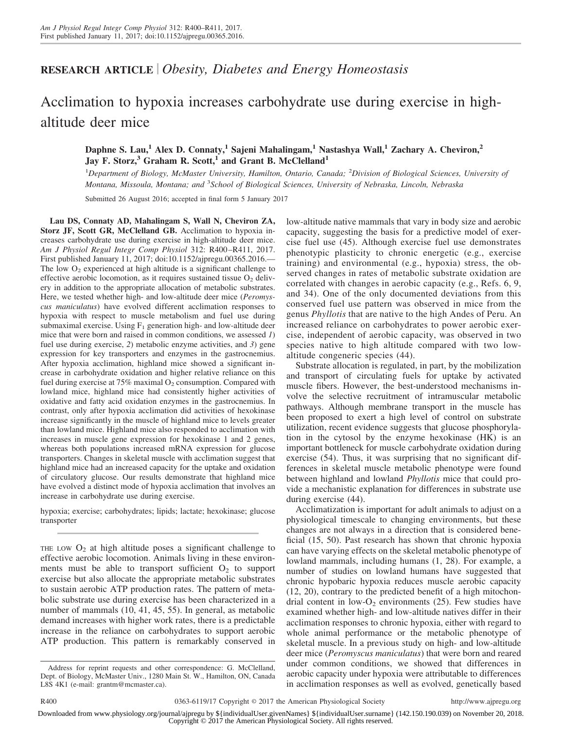RESEARCH ARTICLE | *Obesity, Diabetes and Energy Homeostasis*

# Acclimation to hypoxia increases carbohydrate use during exercise in high-altitude deer mice

**Daphne S. Lau,[1] Alex D. Connaty,[1] Sajeni Mahalingam,[1] Nastashya Wall,[1] Zachary A. Cheviron,[2] Jay F. Storz,[3] Graham R. Scott,[1] and Grant B. McClelland[1]**

[1]Department of Biology, McMaster University, Hamilton, Ontario, Canada; [2]Division of Biological Sciences, University of Montana, Missoula, Montana; and [3]School of Biological Sciences, University of Nebraska, Lincoln, Nebraska

Submitted 26 August 2016; accepted in final form 5 January 2017

**Lau DS, Connaty AD, Mahalingam S, Wall N, Cheviron ZA, Storz JF, Scott GR, McClelland GB.** Acclimation to hypoxia increases carbohydrate use during exercise in high-altitude deer mice. *Am J Physiol Regul Integr Comp Physiol* 312: R400–R411, 2017. First published January 11, 2017; doi:10.1152/ajpregu.00365.2016.— The low $O_2$ experienced at high altitude is a significant challenge to effective aerobic locomotion, as it requires sustained tissue $O_2$ delivery in addition to the appropriate allocation of metabolic substrates. Here, we tested whether high- and low-altitude deer mice (*Peromyscus maniculatus*) have evolved different acclimation responses to hypoxia with respect to muscle metabolism and fuel use during submaximal exercise. Using $F_1$ generation high- and low-altitude deer mice that were born and raised in common conditions, we assessed *1*) fuel use during exercise, *2*) metabolic enzyme activities, and *3*) gene expression for key transporters and enzymes in the gastrocnemius. After hypoxia acclimation, highland mice showed a significant increase in carbohydrate oxidation and higher relative reliance on this fuel during exercise at 75% maximal $O_2$ consumption. Compared with lowland mice, highland mice had consistently higher activities of oxidative and fatty acid oxidation enzymes in the gastrocnemius. In contrast, only after hypoxia acclimation did activities of hexokinase increase significantly in the muscle of highland mice to levels greater than lowland mice. Highland mice also responded to acclimation with increases in muscle gene expression for hexokinase 1 and 2 genes, whereas both populations increased mRNA expression for glucose transporters. Changes in skeletal muscle with acclimation suggest that highland mice had an increased capacity for the uptake and oxidation of circulatory glucose. Our results demonstrate that highland mice have evolved a distinct mode of hypoxia acclimation that involves an increase in carbohydrate use during exercise.

hypoxia; exercise; carbohydrates; lipids; lactate; hexokinase; glucose transporter

THE LOW $O_2$ at high altitude poses a significant challenge to effective aerobic locomotion. Animals living in these environments must be able to transport sufficient $O_2$ to support exercise but also allocate the appropriate metabolic substrates to sustain aerobic ATP production rates. The pattern of metabolic substrate use during exercise has been characterized in a number of mammals (10, 41, 45, 55). In general, as metabolic demand increases with higher work rates, there is a predictable increase in the reliance on carbohydrates to support aerobic ATP production. This pattern is remarkably conserved in low-altitude native mammals that vary in body size and aerobic capacity, suggesting the basis for a predictive model of exercise fuel use (45). Although exercise fuel use demonstrates phenotypic plasticity to chronic energetic (e.g., exercise training) and environmental (e.g., hypoxia) stress, the observed changes in rates of metabolic substrate oxidation are correlated with changes in aerobic capacity (e.g., Refs. 6, 9, and 34). One of the only documented deviations from this conserved fuel use pattern was observed in mice from the genus *Phyllotis* that are native to the high Andes of Peru. An increased reliance on carbohydrates to power aerobic exercise, independent of aerobic capacity, was observed in two species native to high altitude compared with two low-altitude congeneric species (44).

Substrate allocation is regulated, in part, by the mobilization and transport of circulating fuels for uptake by activated muscle fibers. However, the best-understood mechanisms involve the selective recruitment of intramuscular metabolic pathways. Although membrane transport in the muscle has been proposed to exert a high level of control on substrate utilization, recent evidence suggests that glucose phosphorylation in the cytosol by the enzyme hexokinase (HK) is an important bottleneck for muscle carbohydrate oxidation during exercise (54). Thus, it was surprising that no significant differences in skeletal muscle metabolic phenotype were found between highland and lowland *Phyllotis* mice that could provide a mechanistic explanation for differences in substrate use during exercise (44).

Acclimatization is important for adult animals to adjust on a physiological timescale to changing environments, but these changes are not always in a direction that is considered beneficial (15, 50). Past research has shown that chronic hypoxia can have varying effects on the skeletal metabolic phenotype of lowland mammals, including humans (1, 28). For example, a number of studies on lowland humans have suggested that chronic hypobaric hypoxia reduces muscle aerobic capacity (12, 20), contrary to the predicted benefit of a high mitochondrial content in low-$O_2$ environments (25). Few studies have examined whether high- and low-altitude natives differ in their acclimation responses to chronic hypoxia, either with regard to whole animal performance or the metabolic phenotype of skeletal muscle. In a previous study on high- and low-altitude deer mice (*Peromyscus maniculatus*) that were born and reared under common conditions, we showed that differences in aerobic capacity under hypoxia were attributable to differences in acclimation responses as well as evolved, genetically based

Address for reprint requests and other correspondence: G. McClelland, Dept. of Biology, McMaster Univ., 1280 Main St. W., Hamilton, ON, Canada L8S 4K1 (e-mail: grantm@mcmaster.ca).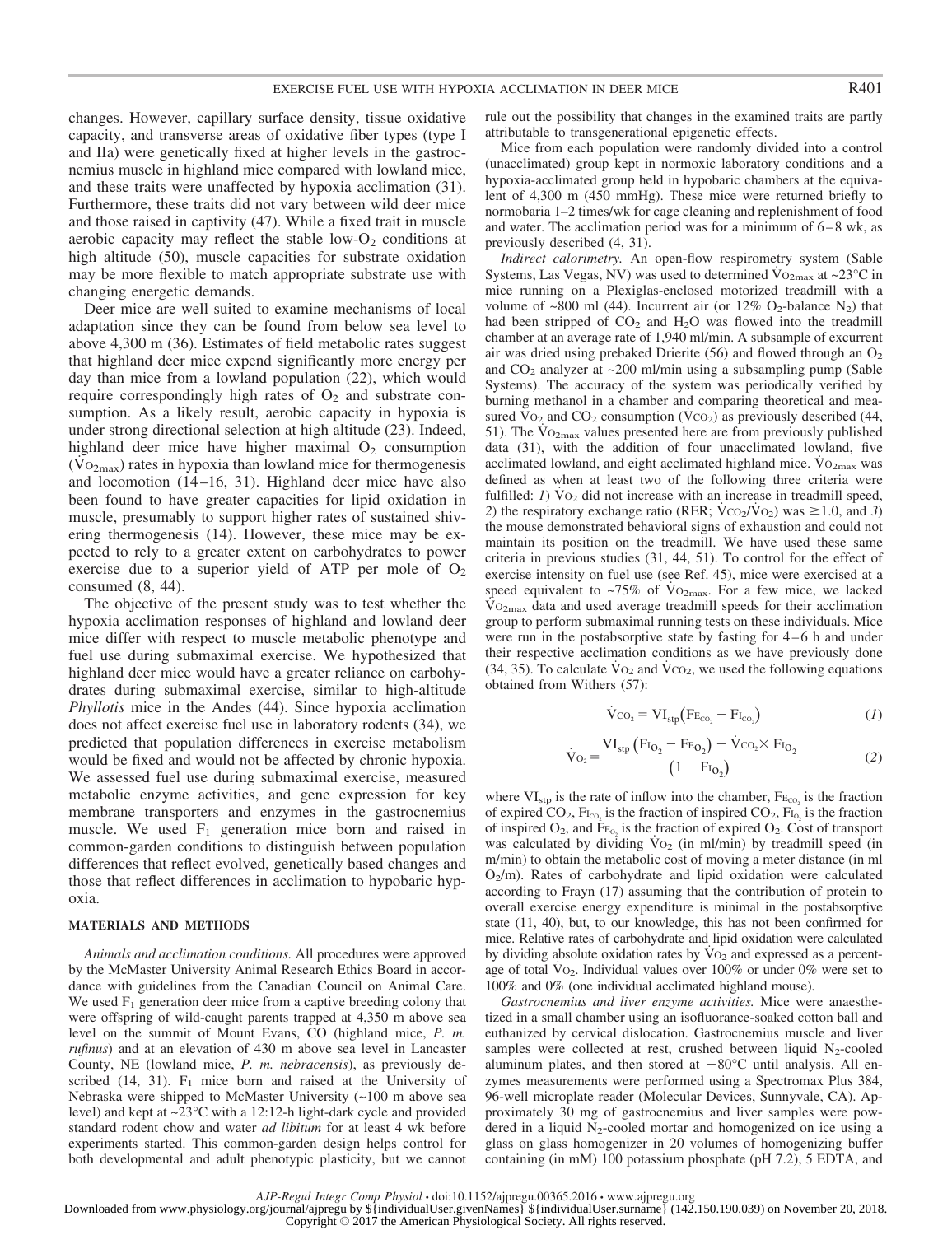changes. However, capillary surface density, tissue oxidative capacity, and transverse areas of oxidative fiber types (type I and IIa) were genetically fixed at higher levels in the gastrocnemius muscle in highland mice compared with lowland mice, and these traits were unaffected by hypoxia acclimation (31). Furthermore, these traits did not vary between wild deer mice and those raised in captivity (47). While a fixed trait in muscle aerobic capacity may reflect the stable low-$O_2$ conditions at high altitude (50), muscle capacities for substrate oxidation may be more flexible to match appropriate substrate use with changing energetic demands.

Deer mice are well suited to examine mechanisms of local adaptation since they can be found from below sea level to above 4,300 m (36). Estimates of field metabolic rates suggest that highland deer mice expend significantly more energy per day than mice from a lowland population (22), which would require correspondingly high rates of $O_2$ and substrate consumption. As a likely result, aerobic capacity in hypoxia is under strong directional selection at high altitude (23). Indeed, highland deer mice have higher maximal $O_2$ consumption ($\dot{V}O_{2max}$) rates in hypoxia than lowland mice for thermogenesis and locomotion (14–16, 31). Highland deer mice have also been found to have greater capacities for lipid oxidation in muscle, presumably to support higher rates of sustained shivering thermogenesis (14). However, these mice may be expected to rely to a greater extent on carbohydrates to power exercise due to a superior yield of ATP per mole of $O_2$ consumed (8, 44).

The objective of the present study was to test whether the hypoxia acclimation responses of highland and lowland deer mice differ with respect to muscle metabolic phenotype and fuel use during submaximal exercise. We hypothesized that highland deer mice would have a greater reliance on carbohydrates during submaximal exercise, similar to high-altitude *Phyllotis* mice in the Andes (44). Since hypoxia acclimation does not affect exercise fuel use in laboratory rodents (34), we predicted that population differences in exercise metabolism would be fixed and would not be affected by chronic hypoxia. We assessed fuel use during submaximal exercise, measured metabolic enzyme activities, and gene expression for key membrane transporters and enzymes in the gastrocnemius muscle. We used $F_1$ generation mice born and raised in common-garden conditions to distinguish between population differences that reflect evolved, genetically based changes and those that reflect differences in acclimation to hypobaric hypoxia.

## MATERIALS AND METHODS

*Animals and acclimation conditions.* All procedures were approved by the McMaster University Animal Research Ethics Board in accordance with guidelines from the Canadian Council on Animal Care. We used $F_1$ generation deer mice from a captive breeding colony that were offspring of wild-caught parents trapped at 4,350 m above sea level on the summit of Mount Evans, CO (highland mice, *P. m. rufinus*) and at an elevation of 430 m above sea level in Lancaster County, NE (lowland mice, *P. m. nebracensis*), as previously described (14, 31). $F_1$ mice born and raised at the University of Nebraska were shipped to McMaster University (~100 m above sea level) and kept at ~23°C with a 12:12-h light-dark cycle and provided standard rodent chow and water *ad libitum* for at least 4 wk before experiments started. This common-garden design helps control for both developmental and adult phenotypic plasticity, but we cannot rule out the possibility that changes in the examined traits are partly attributable to transgenerational epigenetic effects.

Mice from each population were randomly divided into a control (unacclimated) group kept in normoxic laboratory conditions and a hypoxia-acclimated group held in hypobaric chambers at the equivalent of 4,300 m (450 mmHg). These mice were returned briefly to normobaria 1–2 times/wk for cage cleaning and replenishment of food and water. The acclimation period was for a minimum of 6–8 wk, as previously described (4, 31).

*Indirect calorimetry.* An open-flow respirometry system (Sable Systems, Las Vegas, NV) was used to determined $\dot{V}O_{2max}$ at ~23°C in mice running on a Plexiglas-enclosed motorized treadmill with a volume of ~800 ml (44). Incurrent air (or 12% $O_2$-balance $N_2$) that had been stripped of $CO_2$ and $H_2O$ was flowed into the treadmill chamber at an average rate of 1,940 ml/min. A subsample of excurrent air was dried using prebaked Drierite (56) and flowed through an $O_2$ and $CO_2$ analyzer at ~200 ml/min using a subsampling pump (Sable Systems). The accuracy of the system was periodically verified by burning methanol in a chamber and comparing theoretical and measured $\dot{V}O_2$ and $CO_2$ consumption ($\dot{V}CO_2$) as previously described (44, 51). The $\dot{V}O_{2max}$ values presented here are from previously published data (31), with the addition of four unacclimated lowland, five acclimated lowland, and eight acclimated highland mice. $\dot{V}O_{2max}$ was defined as when at least two of the following three criteria were fulfilled: *1*) $\dot{V}O_2$ did not increase with an increase in treadmill speed, *2*) the respiratory exchange ratio (RER; $\dot{V}CO_2/\dot{V}O_2$) was ≥1.0, and *3*) the mouse demonstrated behavioral signs of exhaustion and could not maintain its position on the treadmill. We have used these same criteria in previous studies (31, 44, 51). To control for the effect of exercise intensity on fuel use (see Ref. 45), mice were exercised at a speed equivalent to ~75% of $\dot{V}O_{2max}$. For a few mice, we lacked $\dot{V}O_{2max}$ data and used average treadmill speeds for their acclimation group to perform submaximal running tests on these individuals. Mice were run in the postabsorptive state by fasting for 4–6 h and under their respective acclimation conditions as we have previously done (34, 35). To calculate $\dot{V}O_2$ and $\dot{V}CO_2$, we used the following equations obtained from Withers (57):

$$\dot{V}CO_2 = VI_{stp}(FE_{CO_2} - FI_{CO_2}) \tag{1}$$

$$\dot{V}O_2 = \frac{VI_{stp}(FI_{O_2} - FE_{O_2}) - \dot{V}CO_2 \times FI_{O_2}}{(1 - FI_{O_2})} \tag{2}$$

where $VI_{stp}$ is the rate of inflow into the chamber, $FE_{CO_2}$ is the fraction of expired $CO_2$, $FI_{CO_2}$ is the fraction of inspired $CO_2$, $FI_{O_2}$ is the fraction of inspired $O_2$, and $FE_{O_2}$ is the fraction of expired $O_2$. Cost of transport was calculated by dividing $\dot{V}O_2$ (in ml/min) by treadmill speed (in m/min) to obtain the metabolic cost of moving a meter distance (in ml $O_2$/m). Rates of carbohydrate and lipid oxidation were calculated according to Frayn (17) assuming that the contribution of protein to overall exercise energy expenditure is minimal in the postabsorptive state (11, 40), but, to our knowledge, this has not been confirmed for mice. Relative rates of carbohydrate and lipid oxidation were calculated by dividing absolute oxidation rates by $\dot{V}O_2$ and expressed as a percentage of total $\dot{V}O_2$. Individual values over 100% or under 0% were set to 100% and 0% (one individual acclimated highland mouse).

*Gastrocnemius and liver enzyme activities.* Mice were anaesthetized in a small chamber using an isofluorance-soaked cotton ball and euthanized by cervical dislocation. Gastrocnemius muscle and liver samples were collected at rest, crushed between liquid $N_2$-cooled aluminum plates, and then stored at −80°C until analysis. All enzymes measurements were performed using a Spectromax Plus 384, 96-well microplate reader (Molecular Devices, Sunnyvale, CA). Approximately 30 mg of gastrocnemius and liver samples were powdered in a liquid $N_2$-cooled mortar and homogenized on ice using a glass on glass homogenizer in 20 volumes of homogenizing buffer containing (in mM) 100 potassium phosphate (pH 7.2), 5 EDTA, and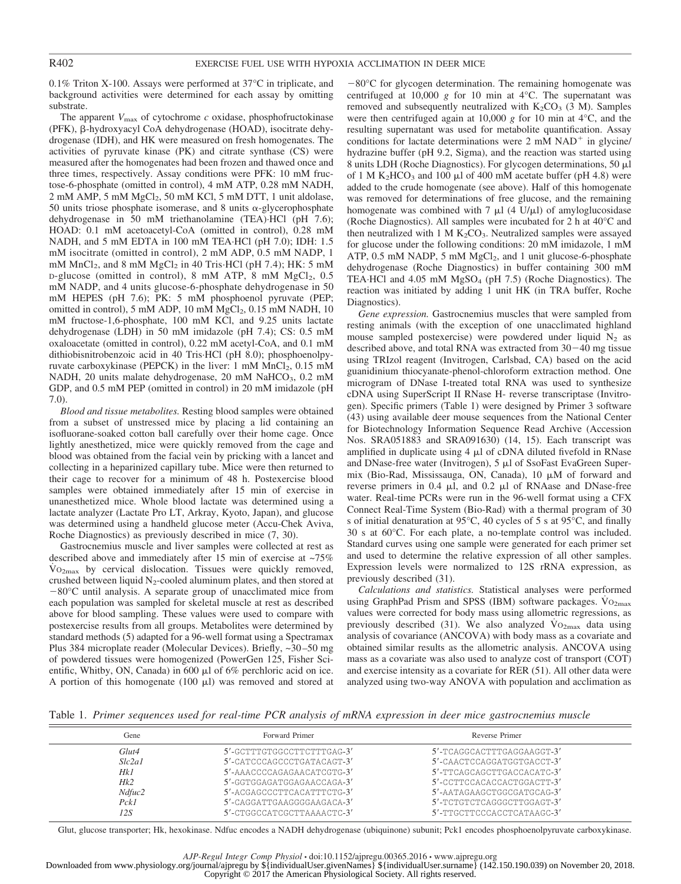0.1% Triton X-100. Assays were performed at 37°C in triplicate, and background activities were determined for each assay by omitting substrate.

The apparent $V_{max}$ of cytochrome c oxidase, phosphofructokinase (PFK), β-hydroxyacyl CoA dehydrogenase (HOAD), isocitrate dehydrogenase (IDH), and HK were measured on fresh homogenates. The activities of pyruvate kinase (PK) and citrate synthase (CS) were measured after the homogenates had been frozen and thawed once and three times, respectively. Assay conditions were PFK: 10 mM fructose-6-phosphate (omitted in control), 4 mM ATP, 0.28 mM NADH, 2 mM AMP, 5 mM $MgCl_2$, 50 mM KCl, 5 mM DTT, 1 unit aldolase, 50 units triose phosphate isomerase, and 8 units α-glycerophosphate dehydrogenase in 50 mM triethanolamine (TEA)·HCl (pH 7.6); HOAD: 0.1 mM acetoacetyl-CoA (omitted in control), 0.28 mM NADH, and 5 mM EDTA in 100 mM TEA·HCl (pH 7.0); IDH: 1.5 mM isocitrate (omitted in control), 2 mM ADP, 0.5 mM NADP, 1 mM $MnCl_2$, and 8 mM $MgCl_2$ in 40 Tris·HCl (pH 7.4); HK: 5 mM D-glucose (omitted in control), 8 mM ATP, 8 mM $MgCl_2$, 0.5 mM NADP, and 4 units glucose-6-phosphate dehydrogenase in 50 mM HEPES (pH 7.6); PK: 5 mM phosphoenol pyruvate (PEP; omitted in control), 5 mM ADP, 10 mM $MgCl_2$, 0.15 mM NADH, 10 mM fructose-1,6-phosphate, 100 mM KCl, and 9.25 units lactate dehydrogenase (LDH) in 50 mM imidazole (pH 7.4); CS: 0.5 mM oxaloacetate (omitted in control), 0.22 mM acetyl-CoA, and 0.1 mM dithiobisnitrobenzoic acid in 40 Tris·HCl (pH 8.0); phosphoenolpyruvate carboxykinase (PEPCK) in the liver: 1 mM $MnCl_2$, 0.15 mM NADH, 20 units malate dehydrogenase, 20 mM $NaHCO_3$, 0.2 mM GDP, and 0.5 mM PEP (omitted in control) in 20 mM imidazole (pH 7.0).

*Blood and tissue metabolites.* Resting blood samples were obtained from a subset of unstressed mice by placing a lid containing an isofluorane-soaked cotton ball carefully over their home cage. Once lightly anesthetized, mice were quickly removed from the cage and blood was obtained from the facial vein by pricking with a lancet and collecting in a heparinized capillary tube. Mice were then returned to their cage to recover for a minimum of 48 h. Postexercise blood samples were obtained immediately after 15 min of exercise in unanesthetized mice. Whole blood lactate was determined using a lactate analyzer (Lactate Pro LT, Arkray, Kyoto, Japan), and glucose was determined using a handheld glucose meter (Accu-Chek Aviva, Roche Diagnostics) as previously described in mice (7, 30).

Gastrocnemius muscle and liver samples were collected at rest as described above and immediately after 15 min of exercise at ~75% $\dot{V}O_{2max}$ by cervical dislocation. Tissues were quickly removed, crushed between liquid $N_2$-cooled aluminum plates, and then stored at −80°C until analysis. A separate group of unacclimated mice from each population was sampled for skeletal muscle at rest as described above for blood sampling. These values were used to compare with postexercise results from all groups. Metabolites were determined by standard methods (5) adapted for a 96-well format using a Spectramax Plus 384 microplate reader (Molecular Devices). Briefly, ~30–50 mg of powdered tissues were homogenized (PowerGen 125, Fisher Scientific, Whitby, ON, Canada) in 600 μl of 6% perchloric acid on ice. A portion of this homogenate (100 μl) was removed and stored at −80°C for glycogen determination. The remaining homogenate was centrifuged at 10,000 *g* for 10 min at 4°C. The supernatant was removed and subsequently neutralized with $K_2CO_3$ (3 M). Samples were then centrifuged again at 10,000 *g* for 10 min at 4°C, and the resulting supernatant was used for metabolite quantification. Assay conditions for lactate determinations were 2 mM $NAD^+$ in glycine/hydrazine buffer (pH 9.2, Sigma), and the reaction was started using 8 units LDH (Roche Diagnostics). For glycogen determinations, 50 μl of 1 M $K_2HCO_3$ and 100 μl of 400 mM acetate buffer (pH 4.8) were added to the crude homogenate (see above). Half of this homogenate was removed for determinations of free glucose, and the remaining homogenate was combined with 7 μl (4 U/μl) of amyloglucosidase (Roche Diagnostics). All samples were incubated for 2 h at 40°C and then neutralized with 1 M $K_2CO_3$. Neutralized samples were assayed for glucose under the following conditions: 20 mM imidazole, 1 mM ATP, 0.5 mM NADP, 5 mM $MgCl_2$, and 1 unit glucose-6-phosphate dehydrogenase (Roche Diagnostics) in buffer containing 300 mM TEA·HCl and 4.05 mM $MgSO_4$ (pH 7.5) (Roche Diagnostics). The reaction was initiated by adding 1 unit HK (in TRA buffer, Roche Diagnostics).

*Gene expression.* Gastrocnemius muscles that were sampled from resting animals (with the exception of one unacclimated highland mouse sampled postexercise) were powdered under liquid $N_2$ as described above, and total RNA was extracted from 30−40 mg tissue using TRIzol reagent (Invitrogen, Carlsbad, CA) based on the acid guanidinium thiocyanate-phenol-chloroform extraction method. One microgram of DNase I-treated total RNA was used to synthesize cDNA using SuperScript II RNase H- reverse transcriptase (Invitrogen). Specific primers (Table 1) were designed by Primer 3 software (43) using available deer mouse sequences from the National Center for Biotechnology Information Sequence Read Archive (Accession Nos. SRA051883 and SRA091630) (14, 15). Each transcript was amplified in duplicate using 4 μl of cDNA diluted fivefold in RNase and DNase-free water (Invitrogen), 5 μl of SsoFast EvaGreen Supermix (Bio-Rad, Mississauga, ON, Canada), 10 μM of forward and reverse primers in 0.4 μl, and 0.2 μl of RNAase and DNase-free water. Real-time PCRs were run in the 96-well format using a CFX Connect Real-Time System (Bio-Rad) with a thermal program of 30 s of initial denaturation at 95°C, 40 cycles of 5 s at 95°C, and finally 30 s at 60°C. For each plate, a no-template control was included. Standard curves using one sample were generated for each primer set and used to determine the relative expression of all other samples. Expression levels were normalized to 12S rRNA expression, as previously described (31).

*Calculations and statistics.* Statistical analyses were performed using GraphPad Prism and SPSS (IBM) software packages. $\dot{V}O_{2max}$ values were corrected for body mass using allometric regressions, as previously described (31). We also analyzed $\dot{V}O_{2max}$ data using analysis of covariance (ANCOVA) with body mass as a covariate and obtained similar results as the allometric analysis. ANCOVA using mass as a covariate was also used to analyze cost of transport (COT) and exercise intensity as a covariate for RER (51). All other data were analyzed using two-way ANOVA with population and acclimation as

Table 1. *Primer sequences used for real-time PCR analysis of mRNA expression in deer mice gastrocnemius muscle*

| Gene | Forward Primer | Reverse Primer |
|---|---|---|
| *Glut4* | 5′-GCTTTGTGGCCTTCTTTGAG-3′ | 5′-TCAGGCACTTTGAGGAAGGT-3′ |
| *Slc2a1* | 5′-CATCCCAGCCCTGATACAGT-3′ | 5′-CAACTCCAGGATGGTGACCT-3′ |
| *Hk1* | 5′-AAACCCCAGAGAACATCGTG-3′ | 5′-TTCAGCAGCTTGACCACATC-3′ |
| *Hk2* | 5′-GGTGGAGATGGAGAACCAGA-3′ | 5′-CCTTCCACACCACTGGACTT-3′ |
| *Ndfuc2* | 5′-ACGAGCCCTTCACATTTCTG-3′ | 5′-AATAGAAGCTGGCGATGCAG-3′ |
| *Pck1* | 5′-CAGGATTGAAGGGGAAGACA-3′ | 5′-TCTGTCTCAGGGCTTGGAGT-3′ |
| *12S* | 5′-CTGGCCATCGCTTAAAACTC-3′ | 5′-TTGCTTCCCACCTCATAAGC-3′ |

Glut, glucose transporter; Hk, hexokinase. Ndfuc encodes a NADH dehydrogenase (ubiquinone) subunit; Pck1 encodes phosphoenolpyruvate carboxykinase.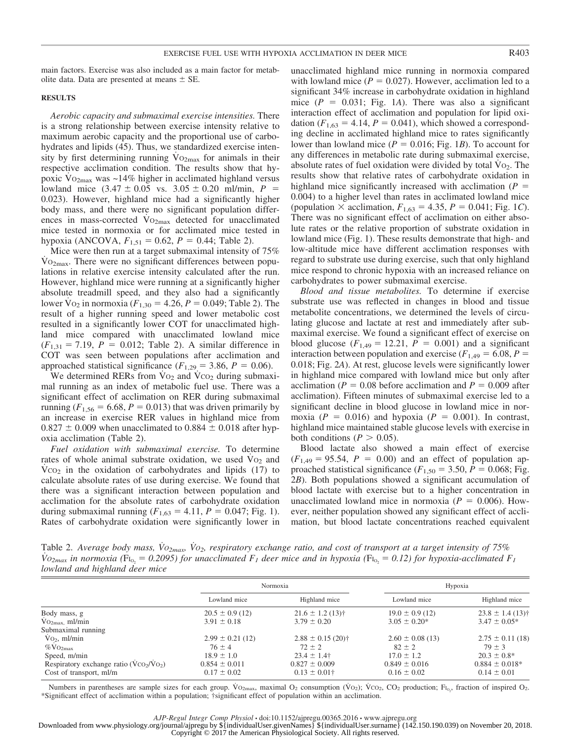main factors. Exercise was also included as a main factor for metabolite data. Data are presented at means ± SE.

## RESULTS

*Aerobic capacity and submaximal exercise intensities.* There is a strong relationship between exercise intensity relative to maximum aerobic capacity and the proportional use of carbohydrates and lipids (45). Thus, we standardized exercise intensity by first determining running $\dot{V}O_{2max}$ for animals in their respective acclimation condition. The results show that hypoxic $\dot{V}O_{2max}$ was ~14% higher in acclimated highland versus lowland mice (3.47 ± 0.05 vs. 3.05 ± 0.20 ml/min, $P$ = 0.023). However, highland mice had a significantly higher body mass, and there were no significant population differences in mass-corrected $\dot{V}O_{2max}$ detected for unacclimated mice tested in normoxia or for acclimated mice tested in hypoxia (ANCOVA, $F_{1,51}$ = 0.62, $P$ = 0.44; Table 2).

Mice were then run at a target submaximal intensity of 75% $\dot{V}O_{2max}$. There were no significant differences between populations in relative exercise intensity calculated after the run. However, highland mice were running at a significantly higher absolute treadmill speed, and they also had a significantly lower $\dot{V}O_2$ in normoxia ($F_{1,30}$ = 4.26, $P$ = 0.049; Table 2). The result of a higher running speed and lower metabolic cost resulted in a significantly lower COT for unacclimated highland mice compared with unacclimated lowland mice ($F_{1,31}$ = 7.19, $P$ = 0.012; Table 2). A similar difference in COT was seen between populations after acclimation and approached statistical significance ($F_{1,29}$ = 3.86, $P$ = 0.06).

We determined RERs from $\dot{V}O_2$ and $\dot{V}CO_2$ during submaximal running as an index of metabolic fuel use. There was a significant effect of acclimation on RER during submaximal running ($F_{1,56}$ = 6.68, $P$ = 0.013) that was driven primarily by an increase in exercise RER values in highland mice from 0.827 ± 0.009 when unacclimated to 0.884 ± 0.018 after hypoxia acclimation (Table 2).

*Fuel oxidation with submaximal exercise.* To determine rates of whole animal substrate oxidation, we used $\dot{V}O_2$ and $\dot{V}CO_2$ in the oxidation of carbohydrates and lipids (17) to calculate absolute rates of use during exercise. We found that there was a significant interaction between population and acclimation for the absolute rates of carbohydrate oxidation during submaximal running ($F_{1,63}$ = 4.11, $P$ = 0.047; Fig. 1). Rates of carbohydrate oxidation were significantly lower in unacclimated highland mice running in normoxia compared with lowland mice ($P$ = 0.027). However, acclimation led to a significant 34% increase in carbohydrate oxidation in highland mice ($P$ = 0.031; Fig. 1*A*). There was also a significant interaction effect of acclimation and population for lipid oxidation ($F_{1,63}$ = 4.14, $P$ = 0.041), which showed a corresponding decline in acclimated highland mice to rates significantly lower than lowland mice ($P$ = 0.016; Fig. 1*B*). To account for any differences in metabolic rate during submaximal exercise, absolute rates of fuel oxidation were divided by total $\dot{V}O_2$. The results show that relative rates of carbohydrate oxidation in highland mice significantly increased with acclimation ($P$ = 0.004) to a higher level than rates in acclimated lowland mice (population × acclimation, $F_{1,63}$ = 4.35, $P$ = 0.041; Fig. 1*C*). There was no significant effect of acclimation on either absolute rates or the relative proportion of substrate oxidation in lowland mice (Fig. 1). These results demonstrate that high- and low-altitude mice have different acclimation responses with regard to substrate use during exercise, such that only highland mice respond to chronic hypoxia with an increased reliance on carbohydrates to power submaximal exercise.

*Blood and tissue metabolites.* To determine if exercise substrate use was reflected in changes in blood and tissue metabolite concentrations, we determined the levels of circulating glucose and lactate at rest and immediately after submaximal exercise. We found a significant effect of exercise on blood glucose ($F_{1,49}$ = 12.21, $P$ = 0.001) and a significant interaction between population and exercise ($F_{1,49}$ = 6.08, $P$ = 0.018; Fig. 2*A*). At rest, glucose levels were significantly lower in highland mice compared with lowland mice but only after acclimation ($P$ = 0.08 before acclimation and $P$ = 0.009 after acclimation). Fifteen minutes of submaximal exercise led to a significant decline in blood glucose in lowland mice in normoxia ($P$ = 0.016) and hypoxia ($P$ = 0.001). In contrast, highland mice maintained stable glucose levels with exercise in both conditions ($P$ > 0.05).

Blood lactate also showed a main effect of exercise ($F_{1,49}$ = 95.54, $P$ = 0.00) and an effect of population approached statistical significance ($F_{1,50}$ = 3.50, $P$ = 0.068; Fig. 2*B*). Both populations showed a significant accumulation of blood lactate with exercise but to a higher concentration in unacclimated lowland mice in normoxia ($P$ = 0.006). However, neither population showed any significant effect of acclimation, but blood lactate concentrations reached equivalent

Table 2. *Average body mass, $\dot{V}O_{2max}$, $\dot{V}O_2$, respiratory exchange ratio, and cost of transport at a target intensity of 75% $\dot{V}O_{2max}$ in normoxia ($F_{I_{O_2}}$ = 0.2095) for unacclimated $F_1$ deer mice and in hypoxia ($F_{I_{O_2}}$ = 0.12) for hypoxia-acclimated $F_1$ lowland and highland deer mice*

| | Normoxia | | Hypoxia | |
|---|---|---|---|---|
| | Lowland mice | Highland mice | Lowland mice | Highland mice |
| Body mass, g | 20.5 ± 0.9 (12) | 21.6 ± 1.2 (13)† | 19.0 ± 0.9 (12) | 23.8 ± 1.4 (13)† |
| $\dot{V}O_{2max}$, ml/min | 3.91 ± 0.18 | 3.79 ± 0.20 | 3.05 ± 0.20* | 3.47 ± 0.05* |
| Submaximal running | | | | |
| $\dot{V}O_2$, ml/min | 2.99 ± 0.21 (12) | 2.88 ± 0.15 (20)† | 2.60 ± 0.08 (13) | 2.75 ± 0.11 (18) |
| %$\dot{V}O_{2max}$ | 76 ± 4 | 72 ± 2 | 82 ± 2 | 79 ± 3 |
| Speed, m/min | 18.9 ± 1.0 | 23.4 ± 1.4† | 17.0 ± 1.2 | 20.3 ± 0.8* |
| Respiratory exchange ratio ($\dot{V}CO_2$/$\dot{V}O_2$) | 0.854 ± 0.011 | 0.827 ± 0.009 | 0.849 ± 0.016 | 0.884 ± 0.018* |
| Cost of transport, ml/m | 0.17 ± 0.02 | 0.13 ± 0.01† | 0.16 ± 0.02 | 0.14 ± 0.01 |

Numbers in parentheses are sample sizes for each group. $\dot{V}O_{2max}$, maximal $O_2$ consumption ($\dot{V}O_2$); $\dot{V}CO_2$, $CO_2$ production; $F_{I_{O_2}}$, fraction of inspired $O_2$. *Significant effect of acclimation within a population; †significant effect of population within an acclimation.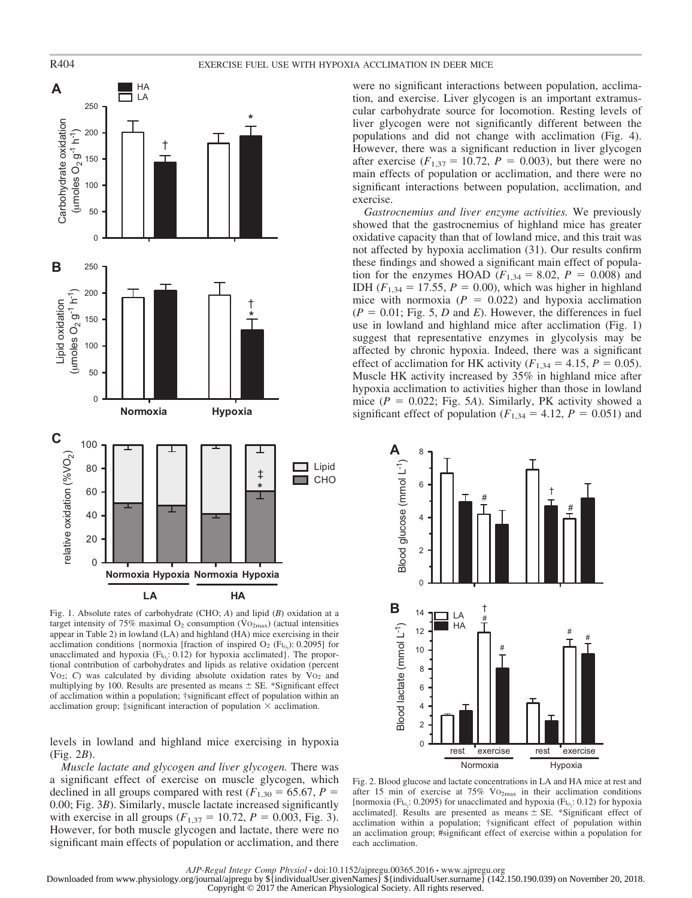Fig. 1. Absolute rates of carbohydrate (CHO; *A*) and lipid (*B*) oxidation at a target intensity of 75% maximal $O_2$ consumption ($\dot{V}O_{2max}$) (actual intensities appear in Table 2) in lowland (LA) and highland (HA) mice exercising in their acclimation conditions {normoxia [fraction of inspired $O_2$ ($F_{I_{O_2}}$): 0.2095] for unacclimated and hypoxia ($F_{I_{O_2}}$: 0.12) for hypoxia acclimated}. The proportional contribution of carbohydrates and lipids as relative oxidation (percent $\dot{V}O_2$; *C*) was calculated by dividing absolute oxidation rates by $\dot{V}O_2$ and multiplying by 100. Results are presented as means ± SE. *Significant effect of acclimation within a population; †significant effect of population within an acclimation group; ‡significant interaction of population × acclimation.

levels in lowland and highland mice exercising in hypoxia (Fig. 2*B*).

*Muscle lactate and glycogen and liver glycogen.* There was a significant effect of exercise on muscle glycogen, which declined in all groups compared with rest ($F_{1,30}$ = 65.67, $P$ = 0.00; Fig. 3*B*). Similarly, muscle lactate increased significantly with exercise in all groups ($F_{1,37}$ = 10.72, $P$ = 0.003, Fig. 3). However, for both muscle glycogen and lactate, there were no significant main effects of population or acclimation, and there were no significant interactions between population, acclimation, and exercise. Liver glycogen is an important extramuscular carbohydrate source for locomotion. Resting levels of liver glycogen were not significantly different between the populations and did not change with acclimation (Fig. 4). However, there was a significant reduction in liver glycogen after exercise ($F_{1,37}$ = 10.72, $P$ = 0.003), but there were no main effects of population or acclimation, and there were no significant interactions between population, acclimation, and exercise.

*Gastrocnemius and liver enzyme activities.* We previously showed that the gastrocnemius of highland mice has greater oxidative capacity than that of lowland mice, and this trait was not affected by hypoxia acclimation (31). Our results confirm these findings and showed a significant main effect of population for the enzymes HOAD ($F_{1,34}$ = 8.02, $P$ = 0.008) and IDH ($F_{1,34}$ = 17.55, $P$ = 0.00), which was higher in highland mice with normoxia ($P$ = 0.022) and hypoxia acclimation ($P$ = 0.01; Fig. 5, *D* and *E*). However, the differences in fuel use in lowland and highland mice after acclimation (Fig. 1) suggest that representative enzymes in glycolysis may be affected by chronic hypoxia. Indeed, there was a significant effect of acclimation for HK activity ($F_{1,34}$ = 4.15, $P$ = 0.05). Muscle HK activity increased by 35% in highland mice after hypoxia acclimation to activities higher than those in lowland mice ($P$ = 0.022; Fig. 5*A*). Similarly, PK activity showed a significant effect of population ($F_{1,34}$ = 4.12, $P$ = 0.051) and

Fig. 2. Blood glucose and lactate concentrations in LA and HA mice at rest and after 15 min of exercise at 75% $\dot{V}O_{2max}$ in their acclimation conditions [normoxia ($F_{I_{O_2}}$: 0.2095) for unacclimated and hypoxia ($F_{I_{O_2}}$: 0.12) for hypoxia acclimated]. Results are presented as means ± SE. *Significant effect of acclimation within a population; †significant effect of population within an acclimation group; #significant effect of exercise within a population for each acclimation.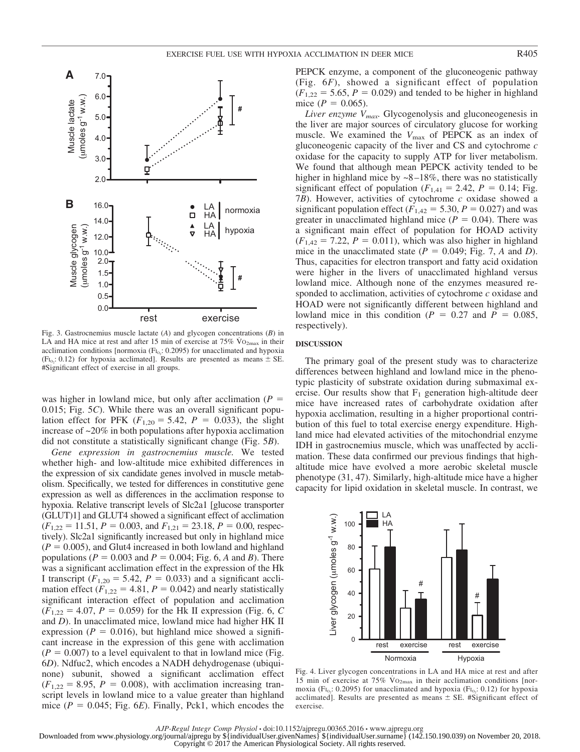Fig. 3. Gastrocnemius muscle lactate (*A*) and glycogen concentrations (*B*) in LA and HA mice at rest and after 15 min of exercise at 75% $\dot{V}O_{2max}$ in their acclimation conditions [normoxia ($F_{I_{O_2}}$: 0.2095) for unacclimated and hypoxia ($F_{I_{O_2}}$: 0.12) for hypoxia acclimated]. Results are presented as means ± SE. #Significant effect of exercise in all groups.

was higher in lowland mice, but only after acclimation ($P$ = 0.015; Fig. 5*C*). While there was an overall significant population effect for PFK ($F_{1,20}$ = 5.42, $P$ = 0.033), the slight increase of ~20% in both populations after hypoxia acclimation did not constitute a statistically significant change (Fig. 5*B*).

*Gene expression in gastrocnemius muscle.* We tested whether high- and low-altitude mice exhibited differences in the expression of six candidate genes involved in muscle metabolism. Specifically, we tested for differences in constitutive gene expression as well as differences in the acclimation response to hypoxia. Relative transcript levels of Slc2a1 [glucose transporter (GLUT)1] and GLUT4 showed a significant effect of acclimation ($F_{1,22}$ = 11.51, $P$ = 0.003, and $F_{1,21}$ = 23.18, $P$ = 0.00, respectively). Slc2a1 significantly increased but only in highland mice ($P$ = 0.005), and Glut4 increased in both lowland and highland populations ($P$ = 0.003 and $P$ = 0.004; Fig. 6, *A* and *B*). There was a significant acclimation effect in the expression of the Hk I transcript ($F_{1,20}$ = 5.42, $P$ = 0.033) and a significant acclimation effect ($F_{1,22}$ = 4.81, $P$ = 0.042) and nearly statistically significant interaction effect of population and acclimation ($F_{1,22}$ = 4.07, $P$ = 0.059) for the Hk II expression (Fig. 6, *C* and *D*). In unacclimated mice, lowland mice had higher HK II expression ($P$ = 0.016), but highland mice showed a significant increase in the expression of this gene with acclimation ($P$ = 0.007) to a level equivalent to that in lowland mice (Fig. 6*D*). Ndfuc2, which encodes a NADH dehydrogenase (ubiquinone) subunit, showed a significant acclimation effect ($F_{1,22}$ = 8.95, $P$ = 0.008), with acclimation increasing transcript levels in lowland mice to a value greater than highland mice ($P$ = 0.045; Fig. 6*E*). Finally, Pck1, which encodes the PEPCK enzyme, a component of the gluconeogenic pathway (Fig. 6*F*), showed a significant effect of population ($F_{1,22}$ = 5.65, $P$ = 0.029) and tended to be higher in highland mice ($P$ = 0.065).

*Liver enzyme $V_{max}$.* Glycogenolysis and gluconeogenesis in the liver are major sources of circulatory glucose for working muscle. We examined the $V_{max}$ of PEPCK as an index of gluconeogenic capacity of the liver and CS and cytochrome *c* oxidase for the capacity to supply ATP for liver metabolism. We found that although mean PEPCK activity tended to be higher in highland mice by ~8–18%, there was no statistically significant effect of population ($F_{1,41}$ = 2.42, $P$ = 0.14; Fig. 7*B*). However, activities of cytochrome *c* oxidase showed a significant population effect ($F_{1,42}$ = 5.30, $P$ = 0.027) and was greater in unacclimated highland mice ($P$ = 0.04). There was a significant main effect of population for HOAD activity ($F_{1,42}$ = 7.22, $P$ = 0.011), which was also higher in highland mice in the unacclimated state ($P$ = 0.049; Fig. 7, *A* and *D*). Thus, capacities for electron transport and fatty acid oxidation were higher in the livers of unacclimated highland versus lowland mice. Although none of the enzymes measured responded to acclimation, activities of cytochrome *c* oxidase and HOAD were not significantly different between highland and lowland mice in this condition ($P$ = 0.27 and $P$ = 0.085, respectively).

## DISCUSSION

The primary goal of the present study was to characterize differences between highland and lowland mice in the phenotypic plasticity of substrate oxidation during submaximal exercise. Our results show that $F_1$ generation high-altitude deer mice have increased rates of carbohydrate oxidation after hypoxia acclimation, resulting in a higher proportional contribution of this fuel to total exercise energy expenditure. Highland mice had elevated activities of the mitochondrial enzyme IDH in gastrocnemius muscle, which was unaffected by acclimation. These data confirmed our previous findings that high-altitude mice have evolved a more aerobic skeletal muscle phenotype (31, 47). Similarly, high-altitude mice have a higher capacity for lipid oxidation in skeletal muscle. In contrast, we

Fig. 4. Liver glycogen concentrations in LA and HA mice at rest and after 15 min of exercise at 75% $\dot{V}O_{2max}$ in their acclimation conditions [normoxia ($F_{I_{O_2}}$: 0.2095) for unacclimated and hypoxia ($F_{I_{O_2}}$: 0.12) for hypoxia acclimated]. Results are presented as means ± SE. #Significant effect of exercise.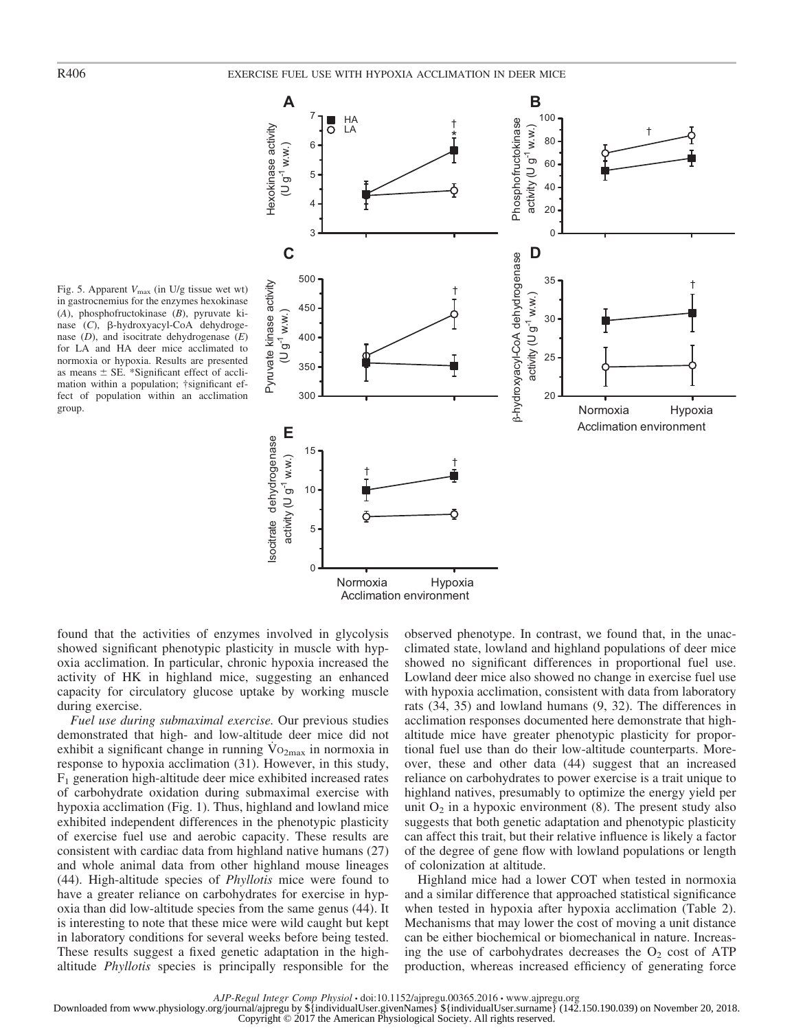Fig. 5. Apparent $V_{max}$ (in U/g tissue wet wt) in gastrocnemius for the enzymes hexokinase (*A*), phosphofructokinase (*B*), pyruvate kinase (*C*), β-hydroxyacyl-CoA dehydrogenase (*D*), and isocitrate dehydrogenase (*E*) for LA and HA deer mice acclimated to normoxia or hypoxia. Results are presented as means ± SE. *Significant effect of acclimation within a population; †significant effect of population within an acclimation group.

found that the activities of enzymes involved in glycolysis showed significant phenotypic plasticity in muscle with hypoxia acclimation. In particular, chronic hypoxia increased the activity of HK in highland mice, suggesting an enhanced capacity for circulatory glucose uptake by working muscle during exercise.

*Fuel use during submaximal exercise.* Our previous studies demonstrated that high- and low-altitude deer mice did not exhibit a significant change in running $\dot{V}O_{2max}$ in normoxia in response to hypoxia acclimation (31). However, in this study, $F_1$ generation high-altitude deer mice exhibited increased rates of carbohydrate oxidation during submaximal exercise with hypoxia acclimation (Fig. 1). Thus, highland and lowland mice exhibited independent differences in the phenotypic plasticity of exercise fuel use and aerobic capacity. These results are consistent with cardiac data from highland native humans (27) and whole animal data from other highland mouse lineages (44). High-altitude species of *Phyllotis* mice were found to have a greater reliance on carbohydrates for exercise in hypoxia than did low-altitude species from the same genus (44). It is interesting to note that these mice were wild caught but kept in laboratory conditions for several weeks before being tested. These results suggest a fixed genetic adaptation in the high-altitude *Phyllotis* species is principally responsible for the observed phenotype. In contrast, we found that, in the unacclimated state, lowland and highland populations of deer mice showed no significant differences in proportional fuel use. Lowland deer mice also showed no change in exercise fuel use with hypoxia acclimation, consistent with data from laboratory rats (34, 35) and lowland humans (9, 32). The differences in acclimation responses documented here demonstrate that high-altitude mice have greater phenotypic plasticity for proportional fuel use than do their low-altitude counterparts. Moreover, these and other data (44) suggest that an increased reliance on carbohydrates to power exercise is a trait unique to highland natives, presumably to optimize the energy yield per unit $O_2$ in a hypoxic environment (8). The present study also suggests that both genetic adaptation and phenotypic plasticity can affect this trait, but their relative influence is likely a factor of the degree of gene flow with lowland populations or length of colonization at altitude.

Highland mice had a lower COT when tested in normoxia and a similar difference that approached statistical significance when tested in hypoxia after hypoxia acclimation (Table 2). Mechanisms that may lower the cost of moving a unit distance can be either biochemical or biomechanical in nature. Increasing the use of carbohydrates decreases the $O_2$ cost of ATP production, whereas increased efficiency of generating force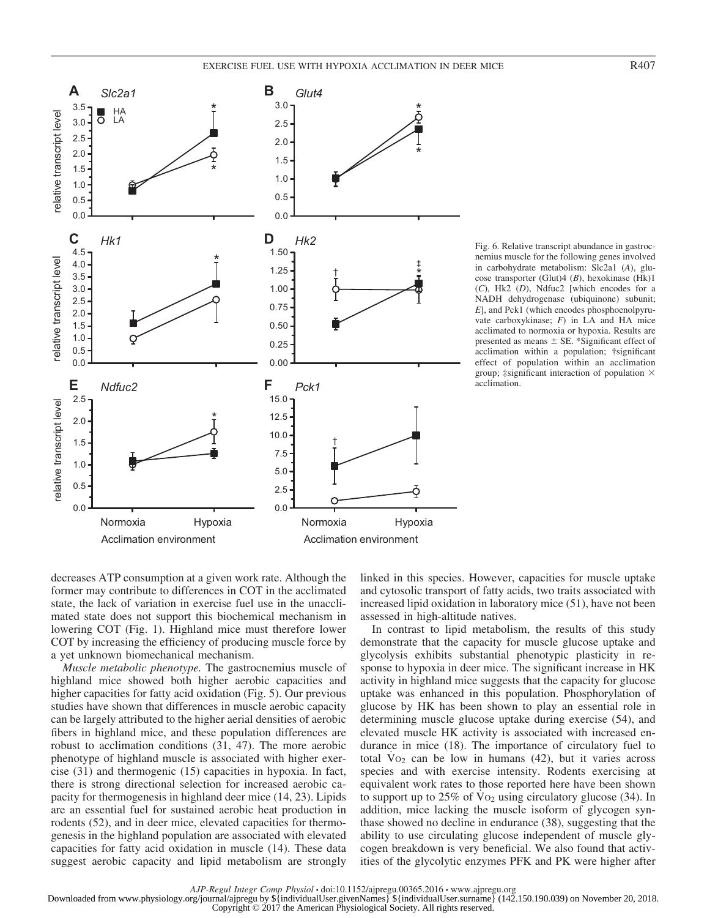Fig. 6. Relative transcript abundance in gastrocnemius muscle for the following genes involved in carbohydrate metabolism: Slc2a1 (*A*), glucose transporter (Glut)4 (*B*), hexokinase (Hk)1 (*C*), Hk2 (*D*), Ndfuc2 [which encodes for a NADH dehydrogenase (ubiquinone) subunit; *E*], and Pck1 (which encodes phosphoenolpyruvate carboxykinase; *F*) in LA and HA mice acclimated to normoxia or hypoxia. Results are presented as means ± SE. *Significant effect of acclimation within a population; †significant effect of population within an acclimation group; ‡significant interaction of population × acclimation.

decreases ATP consumption at a given work rate. Although the former may contribute to differences in COT in the acclimated state, the lack of variation in exercise fuel use in the unacclimated state does not support this biochemical mechanism in lowering COT (Fig. 1). Highland mice must therefore lower COT by increasing the efficiency of producing muscle force by a yet unknown biomechanical mechanism.

*Muscle metabolic phenotype.* The gastrocnemius muscle of highland mice showed both higher aerobic capacities and higher capacities for fatty acid oxidation (Fig. 5). Our previous studies have shown that differences in muscle aerobic capacity can be largely attributed to the higher aerial densities of aerobic fibers in highland mice, and these population differences are robust to acclimation conditions (31, 47). The more aerobic phenotype of highland muscle is associated with higher exercise (31) and thermogenic (15) capacities in hypoxia. In fact, there is strong directional selection for increased aerobic capacity for thermogenesis in highland deer mice (14, 23). Lipids are an essential fuel for sustained aerobic heat production in rodents (52), and in deer mice, elevated capacities for thermogenesis in the highland population are associated with elevated capacities for fatty acid oxidation in muscle (14). These data suggest aerobic capacity and lipid metabolism are strongly linked in this species. However, capacities for muscle uptake and cytosolic transport of fatty acids, two traits associated with increased lipid oxidation in laboratory mice (51), have not been assessed in high-altitude natives.

In contrast to lipid metabolism, the results of this study demonstrate that the capacity for muscle glucose uptake and glycolysis exhibits substantial phenotypic plasticity in response to hypoxia in deer mice. The significant increase in HK activity in highland mice suggests that the capacity for glucose uptake was enhanced in this population. Phosphorylation of glucose by HK has been shown to play an essential role in determining muscle glucose uptake during exercise (54), and elevated muscle HK activity is associated with increased endurance in mice (18). The importance of circulatory fuel to total $\dot{V}O_2$ can be low in humans (42), but it varies across species and with exercise intensity. Rodents exercising at equivalent work rates to those reported here have been shown to support up to 25% of $\dot{V}O_2$ using circulatory glucose (34). In addition, mice lacking the muscle isoform of glycogen synthase showed no decline in endurance (38), suggesting that the ability to use circulating glucose independent of muscle glycogen breakdown is very beneficial. We also found that activities of the glycolytic enzymes PFK and PK were higher after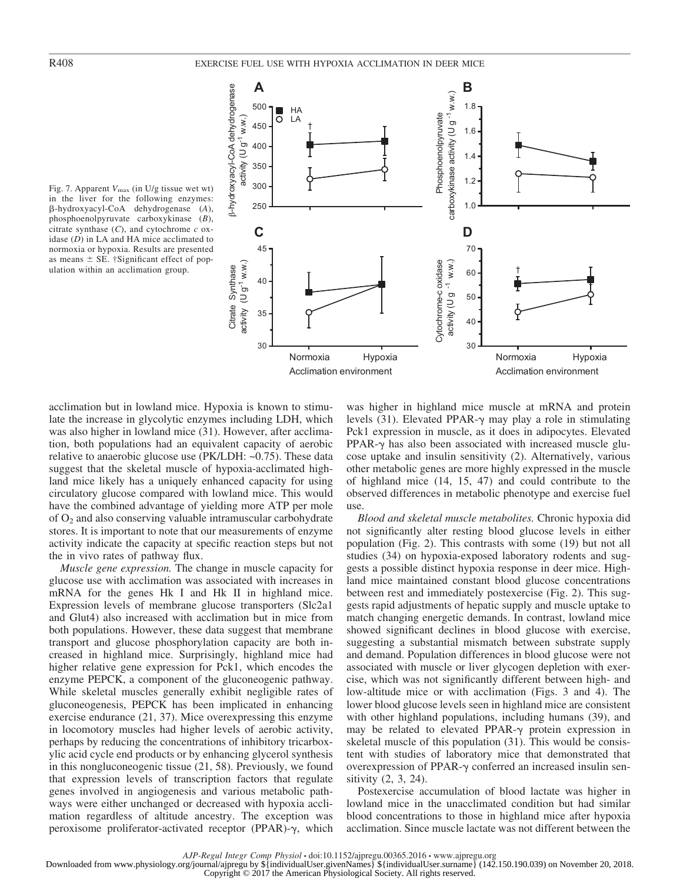Fig. 7. Apparent $V_{max}$ (in U/g tissue wet wt) in the liver for the following enzymes: β-hydroxyacyl-CoA dehydrogenase (*A*), phosphoenolpyruvate carboxykinase (*B*), citrate synthase (*C*), and cytochrome *c* oxidase (*D*) in LA and HA mice acclimated to normoxia or hypoxia. Results are presented as means ± SE. †Significant effect of population within an acclimation group.

acclimation but in lowland mice. Hypoxia is known to stimulate the increase in glycolytic enzymes including LDH, which was also higher in lowland mice (31). However, after acclimation, both populations had an equivalent capacity of aerobic relative to anaerobic glucose use (PK/LDH: ~0.75). These data suggest that the skeletal muscle of hypoxia-acclimated highland mice likely has a uniquely enhanced capacity for using circulatory glucose compared with lowland mice. This would have the combined advantage of yielding more ATP per mole of $O_2$ and also conserving valuable intramuscular carbohydrate stores. It is important to note that our measurements of enzyme activity indicate the capacity at specific reaction steps but not the in vivo rates of pathway flux.

*Muscle gene expression.* The change in muscle capacity for glucose use with acclimation was associated with increases in mRNA for the genes Hk I and Hk II in highland mice. Expression levels of membrane glucose transporters (Slc2a1 and Glut4) also increased with acclimation but in mice from both populations. However, these data suggest that membrane transport and glucose phosphorylation capacity are both increased in highland mice. Surprisingly, highland mice had higher relative gene expression for Pck1, which encodes the enzyme PEPCK, a component of the gluconeogenic pathway. While skeletal muscles generally exhibit negligible rates of gluconeogenesis, PEPCK has been implicated in enhancing exercise endurance (21, 37). Mice overexpressing this enzyme in locomotory muscles had higher levels of aerobic activity, perhaps by reducing the concentrations of inhibitory tricarboxylic acid cycle end products or by enhancing glycerol synthesis in this nongluconeogenic tissue (21, 58). Previously, we found that expression levels of transcription factors that regulate genes involved in angiogenesis and various metabolic pathways were either unchanged or decreased with hypoxia acclimation regardless of altitude ancestry. The exception was peroxisome proliferator-activated receptor (PPAR)-γ, which was higher in highland mice muscle at mRNA and protein levels (31). Elevated PPAR-γ may play a role in stimulating Pck1 expression in muscle, as it does in adipocytes. Elevated PPAR-γ has also been associated with increased muscle glucose uptake and insulin sensitivity (2). Alternatively, various other metabolic genes are more highly expressed in the muscle of highland mice (14, 15, 47) and could contribute to the observed differences in metabolic phenotype and exercise fuel use.

*Blood and skeletal muscle metabolites.* Chronic hypoxia did not significantly alter resting blood glucose levels in either population (Fig. 2). This contrasts with some (19) but not all studies (34) on hypoxia-exposed laboratory rodents and suggests a possible distinct hypoxia response in deer mice. Highland mice maintained constant blood glucose concentrations between rest and immediately postexercise (Fig. 2). This suggests rapid adjustments of hepatic supply and muscle uptake to match changing energetic demands. In contrast, lowland mice showed significant declines in blood glucose with exercise, suggesting a substantial mismatch between substrate supply and demand. Population differences in blood glucose were not associated with muscle or liver glycogen depletion with exercise, which was not significantly different between high- and low-altitude mice or with acclimation (Figs. 3 and 4). The lower blood glucose levels seen in highland mice are consistent with other highland populations, including humans (39), and may be related to elevated PPAR-γ protein expression in skeletal muscle of this population (31). This would be consistent with studies of laboratory mice that demonstrated that overexpression of PPAR-γ conferred an increased insulin sensitivity (2, 3, 24).

Postexercise accumulation of blood lactate was higher in lowland mice in the unacclimated condition but had similar blood concentrations to those in highland mice after hypoxia acclimation. Since muscle lactate was not different between the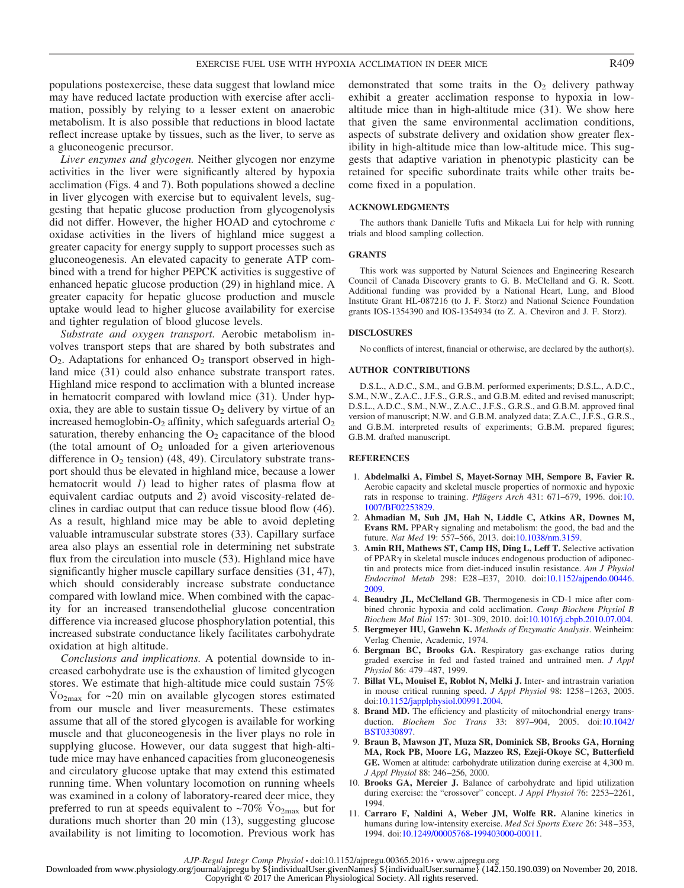populations postexercise, these data suggest that lowland mice may have reduced lactate production with exercise after acclimation, possibly by relying to a lesser extent on anaerobic metabolism. It is also possible that reductions in blood lactate reflect increase uptake by tissues, such as the liver, to serve as a gluconeogenic precursor.

*Liver enzymes and glycogen.* Neither glycogen nor enzyme activities in the liver were significantly altered by hypoxia acclimation (Figs. 4 and 7). Both populations showed a decline in liver glycogen with exercise but to equivalent levels, suggesting that hepatic glucose production from glycogenolysis did not differ. However, the higher HOAD and cytochrome *c* oxidase activities in the livers of highland mice suggest a greater capacity for energy supply to support processes such as gluconeogenesis. An elevated capacity to generate ATP combined with a trend for higher PEPCK activities is suggestive of enhanced hepatic glucose production (29) in highland mice. A greater capacity for hepatic glucose production and muscle uptake would lead to higher glucose availability for exercise and tighter regulation of blood glucose levels.

*Substrate and oxygen transport.* Aerobic metabolism involves transport steps that are shared by both substrates and $O_2$. Adaptations for enhanced $O_2$ transport observed in highland mice (31) could also enhance substrate transport rates. Highland mice respond to acclimation with a blunted increase in hematocrit compared with lowland mice (31). Under hypoxia, they are able to sustain tissue $O_2$ delivery by virtue of an increased hemoglobin-$O_2$ affinity, which safeguards arterial $O_2$ saturation, thereby enhancing the $O_2$ capacitance of the blood (the total amount of $O_2$ unloaded for a given arteriovenous difference in $O_2$ tension) (48, 49). Circulatory substrate transport should thus be elevated in highland mice, because a lower hematocrit would *1*) lead to higher rates of plasma flow at equivalent cardiac outputs and *2*) avoid viscosity-related declines in cardiac output that can reduce tissue blood flow (46). As a result, highland mice may be able to avoid depleting valuable intramuscular substrate stores (33). Capillary surface area also plays an essential role in determining net substrate flux from the circulation into muscle (53). Highland mice have significantly higher muscle capillary surface densities (31, 47), which should considerably increase substrate conductance compared with lowland mice. When combined with the capacity for an increased transendothelial glucose concentration difference via increased glucose phosphorylation potential, this increased substrate conductance likely facilitates carbohydrate oxidation at high altitude.

*Conclusions and implications.* A potential downside to increased carbohydrate use is the exhaustion of limited glycogen stores. We estimate that high-altitude mice could sustain 75% $\dot{V}O_{2max}$ for ~20 min on available glycogen stores estimated from our muscle and liver measurements. These estimates assume that all of the stored glycogen is available for working muscle and that gluconeogenesis in the liver plays no role in supplying glucose. However, our data suggest that high-altitude mice may have enhanced capacities from gluconeogenesis and circulatory glucose uptake that may extend this estimated running time. When voluntary locomotion on running wheels was examined in a colony of laboratory-reared deer mice, they preferred to run at speeds equivalent to ~70% $\dot{V}O_{2max}$ but for durations much shorter than 20 min (13), suggesting glucose availability is not limiting to locomotion. Previous work has demonstrated that some traits in the $O_2$ delivery pathway exhibit a greater acclimation response to hypoxia in low-altitude mice than in high-altitude mice (31). We show here that given the same environmental acclimation conditions, aspects of substrate delivery and oxidation show greater flexibility in high-altitude mice than low-altitude mice. This suggests that adaptive variation in phenotypic plasticity can be retained for specific subordinate traits while other traits become fixed in a population.

## ACKNOWLEDGMENTS

The authors thank Danielle Tufts and Mikaela Lui for help with running trials and blood sampling collection.

## GRANTS

This work was supported by Natural Sciences and Engineering Research Council of Canada Discovery grants to G. B. McClelland and G. R. Scott. Additional funding was provided by a National Heart, Lung, and Blood Institute Grant HL-087216 (to J. F. Storz) and National Science Foundation grants IOS-1354390 and IOS-1354934 (to Z. A. Cheviron and J. F. Storz).

## DISCLOSURES

No conflicts of interest, financial or otherwise, are declared by the author(s).

## AUTHOR CONTRIBUTIONS

D.S.L., A.D.C., S.M., and G.B.M. performed experiments; D.S.L., A.D.C., S.M., N.W., Z.A.C., J.F.S., G.R.S., and G.B.M. edited and revised manuscript; D.S.L., A.D.C., S.M., N.W., Z.A.C., J.F.S., G.R.S., and G.B.M. approved final version of manuscript; N.W. and G.B.M. analyzed data; Z.A.C., J.F.S., G.R.S., and G.B.M. interpreted results of experiments; G.B.M. prepared figures; G.B.M. drafted manuscript.

## REFERENCES

1. **Abdelmalki A, Fimbel S, Mayet-Sornay MH, Sempore B, Favier R.** Aerobic capacity and skeletal muscle properties of normoxic and hypoxic rats in response to training. *Pflügers Arch* 431: 671–679, 1996. doi:10.1007/BF02253829.
2. **Ahmadian M, Suh JM, Hah N, Liddle C, Atkins AR, Downes M, Evans RM.** PPARγ signaling and metabolism: the good, the bad and the future. *Nat Med* 19: 557–566, 2013. doi:10.1038/nm.3159.
3. **Amin RH, Mathews ST, Camp HS, Ding L, Leff T.** Selective activation of PPARγ in skeletal muscle induces endogenous production of adiponectin and protects mice from diet-induced insulin resistance. *Am J Physiol Endocrinol Metab* 298: E28–E37, 2010. doi:10.1152/ajpendo.00446.2009.
4. **Beaudry JL, McClelland GB.** Thermogenesis in CD-1 mice after combined chronic hypoxia and cold acclimation. *Comp Biochem Physiol B Biochem Mol Biol* 157: 301–309, 2010. doi:10.1016/j.cbpb.2010.07.004.
5. **Bergmeyer HU, Gawehn K.** *Methods of Enzymatic Analysis*. Weinheim: Verlag Chemie, Academic, 1974.
6. **Bergman BC, Brooks GA.** Respiratory gas-exchange ratios during graded exercise in fed and fasted trained and untrained men. *J Appl Physiol* 86: 479–487, 1999.
7. **Billat VL, Mouisel E, Roblot N, Melki J.** Inter- and intrastrain variation in mouse critical running speed. *J Appl Physiol* 98: 1258–1263, 2005. doi:10.1152/japplphysiol.00991.2004.
8. **Brand MD.** The efficiency and plasticity of mitochondrial energy transduction. *Biochem Soc Trans* 33: 897–904, 2005. doi:10.1042/BST0330897.
9. **Braun B, Mawson JT, Muza SR, Dominick SB, Brooks GA, Horning MA, Rock PB, Moore LG, Mazzeo RS, Ezeji-Okoye SC, Butterfield GE.** Women at altitude: carbohydrate utilization during exercise at 4,300 m. *J Appl Physiol* 88: 246–256, 2000.
10. **Brooks GA, Mercier J.** Balance of carbohydrate and lipid utilization during exercise: the "crossover" concept. *J Appl Physiol* 76: 2253–2261, 1994.
11. **Carraro F, Naldini A, Weber JM, Wolfe RR.** Alanine kinetics in humans during low-intensity exercise. *Med Sci Sports Exerc* 26: 348–353, 1994. doi:10.1249/00005768-199403000-00011.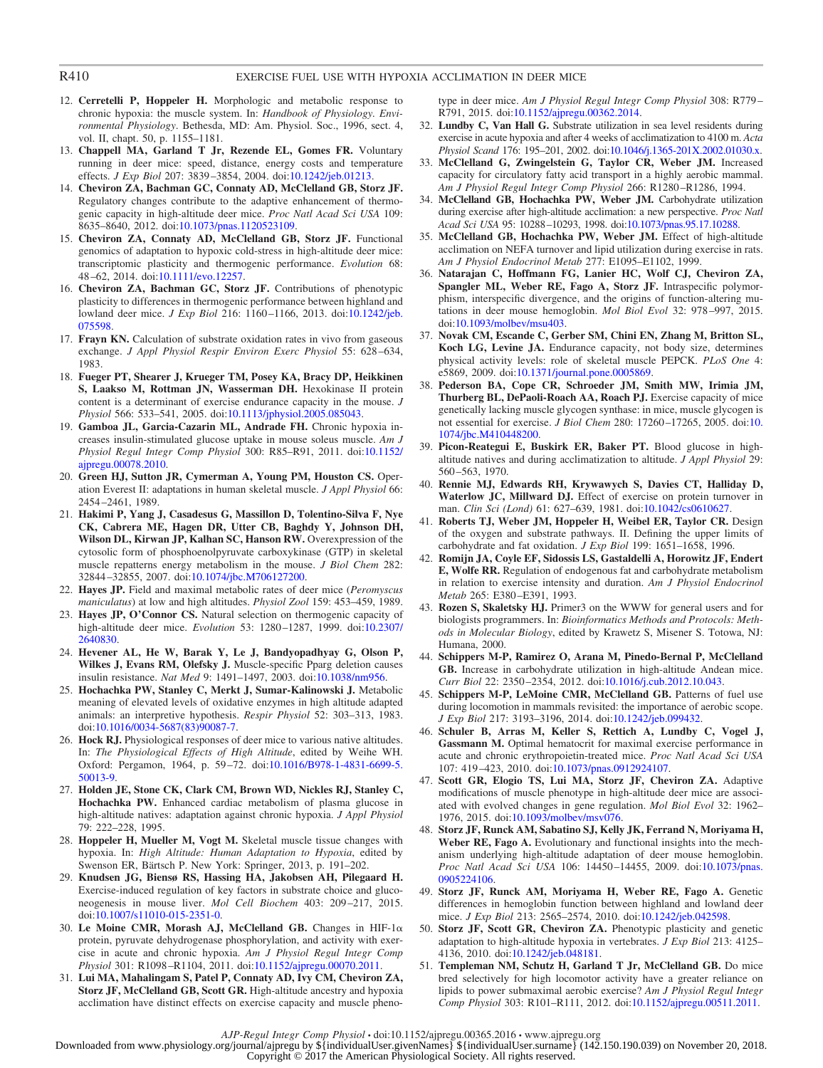12. **Cerretelli P, Hoppeler H.** Morphologic and metabolic response to chronic hypoxia: the muscle system. In: *Handbook of Physiology. Environmental Physiology*. Bethesda, MD: Am. Physiol. Soc., 1996, sect. 4, vol. II, chapt. 50, p. 1155–1181.
13. **Chappell MA, Garland T Jr, Rezende EL, Gomes FR.** Voluntary running in deer mice: speed, distance, energy costs and temperature effects. *J Exp Biol* 207: 3839–3854, 2004. doi:10.1242/jeb.01213.
14. **Cheviron ZA, Bachman GC, Connaty AD, McClelland GB, Storz JF.** Regulatory changes contribute to the adaptive enhancement of thermogenic capacity in high-altitude deer mice. *Proc Natl Acad Sci USA* 109: 8635–8640, 2012. doi:10.1073/pnas.1120523109.
15. **Cheviron ZA, Connaty AD, McClelland GB, Storz JF.** Functional genomics of adaptation to hypoxic cold-stress in high-altitude deer mice: transcriptomic plasticity and thermogenic performance. *Evolution* 68: 48–62, 2014. doi:10.1111/evo.12257.
16. **Cheviron ZA, Bachman GC, Storz JF.** Contributions of phenotypic plasticity to differences in thermogenic performance between highland and lowland deer mice. *J Exp Biol* 216: 1160–1166, 2013. doi:10.1242/jeb.075598.
17. **Frayn KN.** Calculation of substrate oxidation rates in vivo from gaseous exchange. *J Appl Physiol Respir Environ Exerc Physiol* 55: 628–634, 1983.
18. **Fueger PT, Shearer J, Krueger TM, Posey KA, Bracy DP, Heikkinen S, Laakso M, Rottman JN, Wasserman DH.** Hexokinase II protein content is a determinant of exercise endurance capacity in the mouse. *J Physiol* 566: 533–541, 2005. doi:10.1113/jphysiol.2005.085043.
19. **Gamboa JL, Garcia-Cazarin ML, Andrade FH.** Chronic hypoxia increases insulin-stimulated glucose uptake in mouse soleus muscle. *Am J Physiol Regul Integr Comp Physiol* 300: R85–R91, 2011. doi:10.1152/ajpregu.00078.2010.
20. **Green HJ, Sutton JR, Cymerman A, Young PM, Houston CS.** Operation Everest II: adaptations in human skeletal muscle. *J Appl Physiol* 66: 2454–2461, 1989.
21. **Hakimi P, Yang J, Casadesus G, Massillon D, Tolentino-Silva F, Nye CK, Cabrera ME, Hagen DR, Utter CB, Baghdy Y, Johnson DH, Wilson DL, Kirwan JP, Kalhan SC, Hanson RW.** Overexpression of the cytosolic form of phosphoenolpyruvate carboxykinase (GTP) in skeletal muscle repatterns energy metabolism in the mouse. *J Biol Chem* 282: 32844–32855, 2007. doi:10.1074/jbc.M706127200.
22. **Hayes JP.** Field and maximal metabolic rates of deer mice (*Peromyscus maniculatus*) at low and high altitudes. *Physiol Zool* 159: 453–459, 1989.
23. **Hayes JP, O'Connor CS.** Natural selection on thermogenic capacity of high-altitude deer mice. *Evolution* 53: 1280–1287, 1999. doi:10.2307/2640830.
24. **Hevener AL, He W, Barak Y, Le J, Bandyopadhyay G, Olson P, Wilkes J, Evans RM, Olefsky J.** Muscle-specific Pparg deletion causes insulin resistance. *Nat Med* 9: 1491–1497, 2003. doi:10.1038/nm956.
25. **Hochachka PW, Stanley C, Merkt J, Sumar-Kalinowski J.** Metabolic meaning of elevated levels of oxidative enzymes in high altitude adapted animals: an interpretive hypothesis. *Respir Physiol* 52: 303–313, 1983. doi:10.1016/0034-5687(83)90087-7.
26. **Hock RJ.** Physiological responses of deer mice to various native altitudes. In: *The Physiological Effects of High Altitude*, edited by Weihe WH. Oxford: Pergamon, 1964, p. 59–72. doi:10.1016/B978-1-4831-6699-5.50013-9.
27. **Holden JE, Stone CK, Clark CM, Brown WD, Nickles RJ, Stanley C, Hochachka PW.** Enhanced cardiac metabolism of plasma glucose in high-altitude natives: adaptation against chronic hypoxia. *J Appl Physiol* 79: 222–228, 1995.
28. **Hoppeler H, Mueller M, Vogt M.** Skeletal muscle tissue changes with hypoxia. In: *High Altitude: Human Adaptation to Hypoxia*, edited by Swenson ER, Bärtsch P. New York: Springer, 2013, p. 191–202.
29. **Knudsen JG, Biensø RS, Hassing HA, Jakobsen AH, Pilegaard H.** Exercise-induced regulation of key factors in substrate choice and gluconeogenesis in mouse liver. *Mol Cell Biochem* 403: 209–217, 2015. doi:10.1007/s11010-015-2351-0.
30. **Le Moine CMR, Morash AJ, McClelland GB.** Changes in HIF-1$\alpha$ protein, pyruvate dehydrogenase phosphorylation, and activity with exercise in acute and chronic hypoxia. *Am J Physiol Regul Integr Comp Physiol* 301: R1098–R1104, 2011. doi:10.1152/ajpregu.00070.2011.
31. **Lui MA, Mahalingam S, Patel P, Connaty AD, Ivy CM, Cheviron ZA, Storz JF, McClelland GB, Scott GR.** High-altitude ancestry and hypoxia acclimation have distinct effects on exercise capacity and muscle phenotype in deer mice. *Am J Physiol Regul Integr Comp Physiol* 308: R779–R791, 2015. doi:10.1152/ajpregu.00362.2014.
32. **Lundby C, Van Hall G.** Substrate utilization in sea level residents during exercise in acute hypoxia and after 4 weeks of acclimatization to 4100 m. *Acta Physiol Scand* 176: 195–201, 2002. doi:10.1046/j.1365-201X.2002.01030.x.
33. **McClelland G, Zwingelstein G, Taylor CR, Weber JM.** Increased capacity for circulatory fatty acid transport in a highly aerobic mammal. *Am J Physiol Regul Integr Comp Physiol* 266: R1280–R1286, 1994.
34. **McClelland GB, Hochachka PW, Weber JM.** Carbohydrate utilization during exercise after high-altitude acclimation: a new perspective. *Proc Natl Acad Sci USA* 95: 10288–10293, 1998. doi:10.1073/pnas.95.17.10288.
35. **McClelland GB, Hochachka PW, Weber JM.** Effect of high-altitude acclimation on NEFA turnover and lipid utilization during exercise in rats. *Am J Physiol Endocrinol Metab* 277: E1095–E1102, 1999.
36. **Natarajan C, Hoffmann FG, Lanier HC, Wolf CJ, Cheviron ZA, Spangler ML, Weber RE, Fago A, Storz JF.** Intraspecific polymorphism, interspecific divergence, and the origins of function-altering mutations in deer mouse hemoglobin. *Mol Biol Evol* 32: 978–997, 2015. doi:10.1093/molbev/msu403.
37. **Novak CM, Escande C, Gerber SM, Chini EN, Zhang M, Britton SL, Koch LG, Levine JA.** Endurance capacity, not body size, determines physical activity levels: role of skeletal muscle PEPCK. *PLoS One* 4: e5869, 2009. doi:10.1371/journal.pone.0005869.
38. **Pederson BA, Cope CR, Schroeder JM, Smith MW, Irimia JM, Thurberg BL, DePaoli-Roach AA, Roach PJ.** Exercise capacity of mice genetically lacking muscle glycogen synthase: in mice, muscle glycogen is not essential for exercise. *J Biol Chem* 280: 17260–17265, 2005. doi:10.1074/jbc.M410448200.
39. **Picon-Reategui E, Buskirk ER, Baker PT.** Blood glucose in high-altitude natives and during acclimatization to altitude. *J Appl Physiol* 29: 560–563, 1970.
40. **Rennie MJ, Edwards RH, Krywawych S, Davies CT, Halliday D, Waterlow JC, Millward DJ.** Effect of exercise on protein turnover in man. *Clin Sci (Lond)* 61: 627–639, 1981. doi:10.1042/cs0610627.
41. **Roberts TJ, Weber JM, Hoppeler H, Weibel ER, Taylor CR.** Design of the oxygen and substrate pathways. II. Defining the upper limits of carbohydrate and fat oxidation. *J Exp Biol* 199: 1651–1658, 1996.
42. **Romijn JA, Coyle EF, Sidossis LS, Gastaldelli A, Horowitz JF, Endert E, Wolfe RR.** Regulation of endogenous fat and carbohydrate metabolism in relation to exercise intensity and duration. *Am J Physiol Endocrinol Metab* 265: E380–E391, 1993.
43. **Rozen S, Skaletsky HJ.** Primer3 on the WWW for general users and for biologists programmers. In: *Bioinformatics Methods and Protocols: Methods in Molecular Biology*, edited by Krawetz S, Misener S. Totowa, NJ: Humana, 2000.
44. **Schippers M-P, Ramirez O, Arana M, Pinedo-Bernal P, McClelland GB.** Increase in carbohydrate utilization in high-altitude Andean mice. *Curr Biol* 22: 2350–2354, 2012. doi:10.1016/j.cub.2012.10.043.
45. **Schippers M-P, LeMoine CMR, McClelland GB.** Patterns of fuel use during locomotion in mammals revisited: the importance of aerobic scope. *J Exp Biol* 217: 3193–3196, 2014. doi:10.1242/jeb.099432.
46. **Schuler B, Arras M, Keller S, Rettich A, Lundby C, Vogel J, Gassmann M.** Optimal hematocrit for maximal exercise performance in acute and chronic erythropoietin-treated mice. *Proc Natl Acad Sci USA* 107: 419–423, 2010. doi:10.1073/pnas.0912924107.
47. **Scott GR, Elogio TS, Lui MA, Storz JF, Cheviron ZA.** Adaptive modifications of muscle phenotype in high-altitude deer mice are associated with evolved changes in gene regulation. *Mol Biol Evol* 32: 1962–1976, 2015. doi:10.1093/molbev/msv076.
48. **Storz JF, Runck AM, Sabatino SJ, Kelly JK, Ferrand N, Moriyama H, Weber RE, Fago A.** Evolutionary and functional insights into the mechanism underlying high-altitude adaptation of deer mouse hemoglobin. *Proc Natl Acad Sci USA* 106: 14450–14455, 2009. doi:10.1073/pnas.0905224106.
49. **Storz JF, Runck AM, Moriyama H, Weber RE, Fago A.** Genetic differences in hemoglobin function between highland and lowland deer mice. *J Exp Biol* 213: 2565–2574, 2010. doi:10.1242/jeb.042598.
50. **Storz JF, Scott GR, Cheviron ZA.** Phenotypic plasticity and genetic adaptation to high-altitude hypoxia in vertebrates. *J Exp Biol* 213: 4125–4136, 2010. doi:10.1242/jeb.048181.
51. **Templeman NM, Schutz H, Garland T Jr, McClelland GB.** Do mice bred selectively for high locomotor activity have a greater reliance on lipids to power submaximal aerobic exercise? *Am J Physiol Regul Integr Comp Physiol* 303: R101–R111, 2012. doi:10.1152/ajpregu.00511.2011.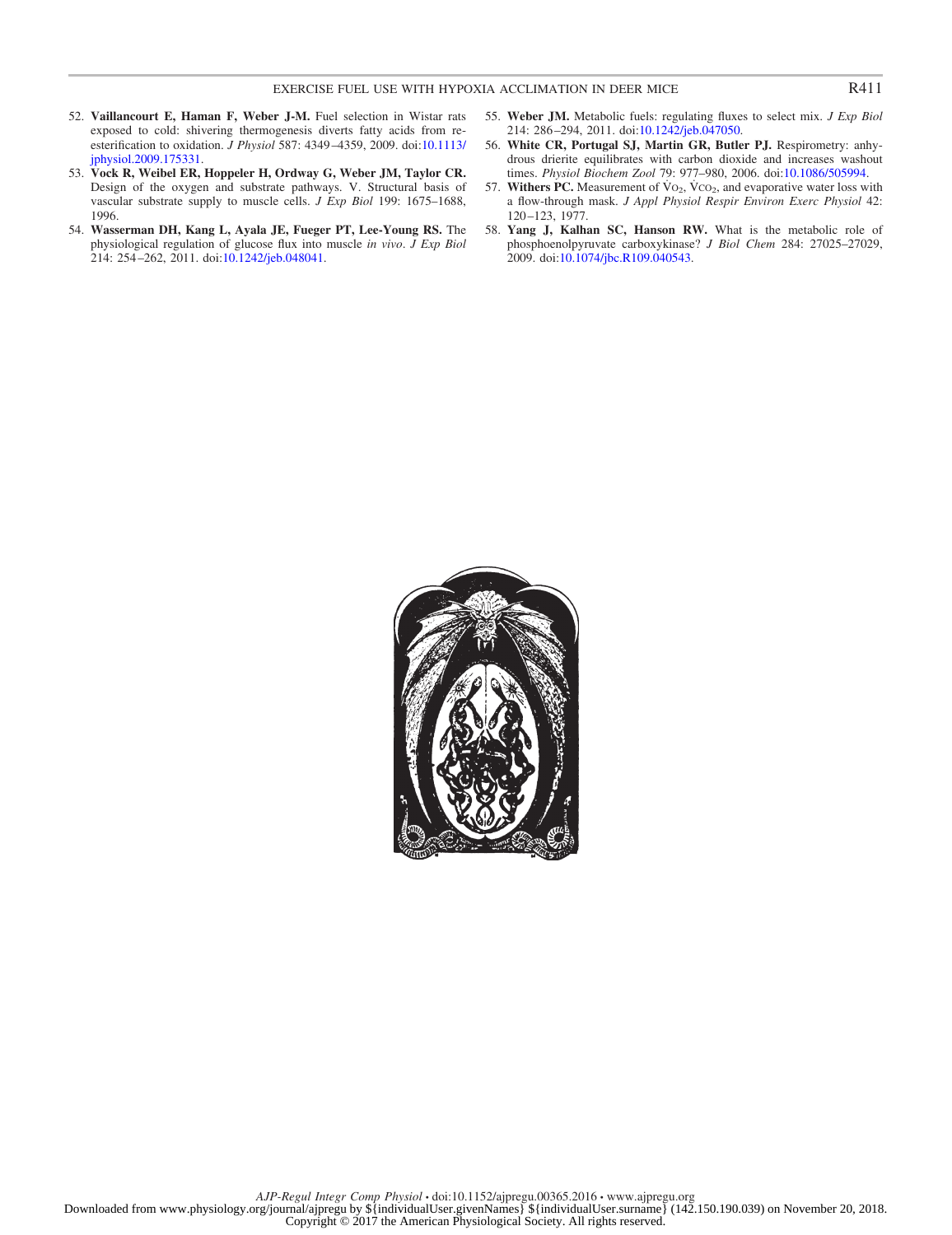52. **Vaillancourt E, Haman F, Weber J-M.** Fuel selection in Wistar rats exposed to cold: shivering thermogenesis diverts fatty acids from re-esterification to oxidation. *J Physiol* 587: 4349–4359, 2009. doi:10.1113/jphysiol.2009.175331.
53. **Vock R, Weibel ER, Hoppeler H, Ordway G, Weber JM, Taylor CR.** Design of the oxygen and substrate pathways. V. Structural basis of vascular substrate supply to muscle cells. *J Exp Biol* 199: 1675–1688, 1996.
54. **Wasserman DH, Kang L, Ayala JE, Fueger PT, Lee-Young RS.** The physiological regulation of glucose flux into muscle *in vivo*. *J Exp Biol* 214: 254–262, 2011. doi:10.1242/jeb.048041.
55. **Weber JM.** Metabolic fuels: regulating fluxes to select mix. *J Exp Biol* 214: 286–294, 2011. doi:10.1242/jeb.047050.
56. **White CR, Portugal SJ, Martin GR, Butler PJ.** Respirometry: anhydrous drierite equilibrates with carbon dioxide and increases washout times. *Physiol Biochem Zool* 79: 977–980, 2006. doi:10.1086/505994.
57. **Withers PC.** Measurement of $\dot{V}O_2$, $\dot{V}CO_2$, and evaporative water loss with a flow-through mask. *J Appl Physiol Respir Environ Exerc Physiol* 42: 120–123, 1977.
58. **Yang J, Kalhan SC, Hanson RW.** What is the metabolic role of phosphoenolpyruvate carboxykinase? *J Biol Chem* 284: 27025–27029, 2009. doi:10.1074/jbc.R109.040543.